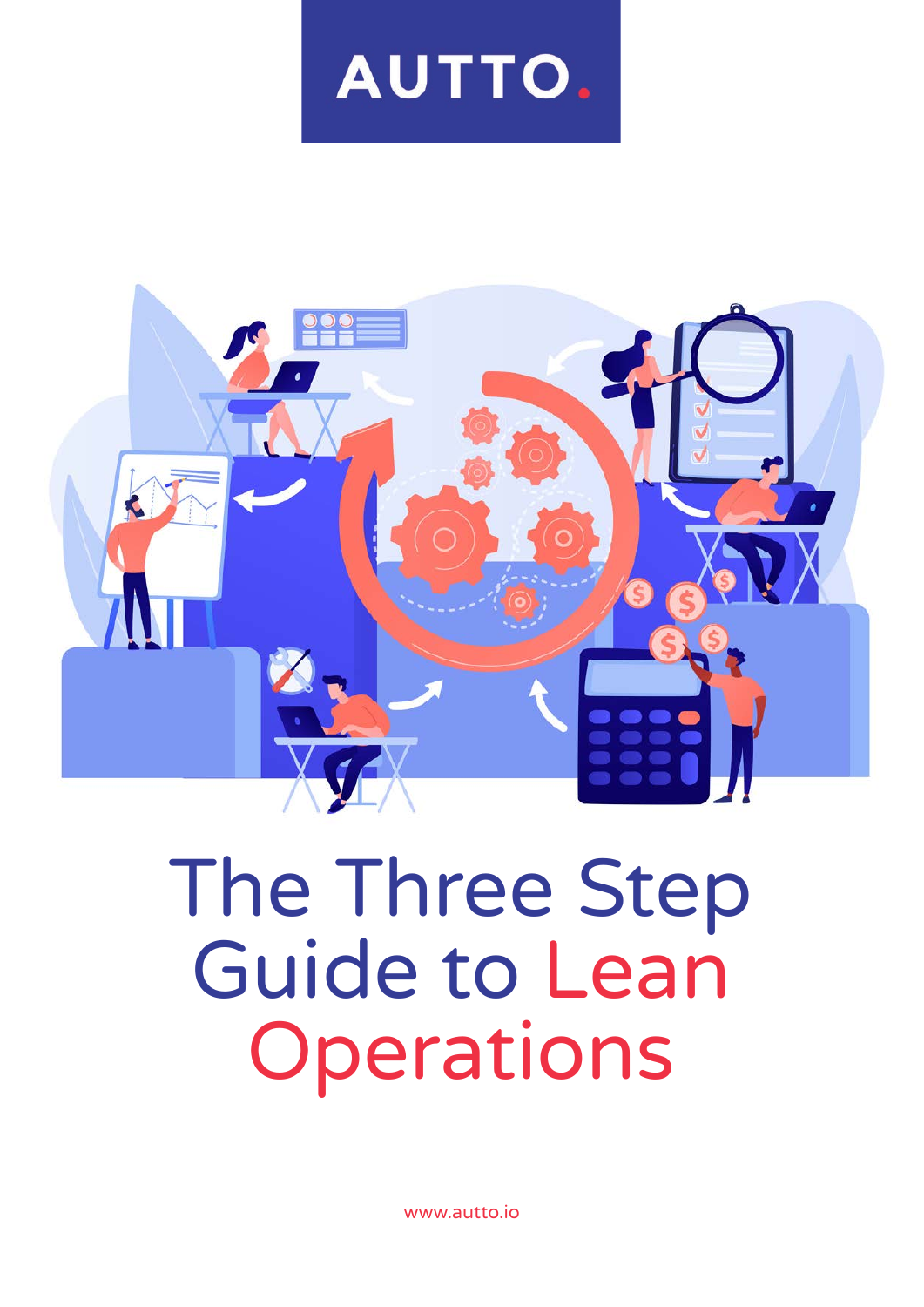AUTTO.

# The Three Step Guide to Lean Operations

www.autto.io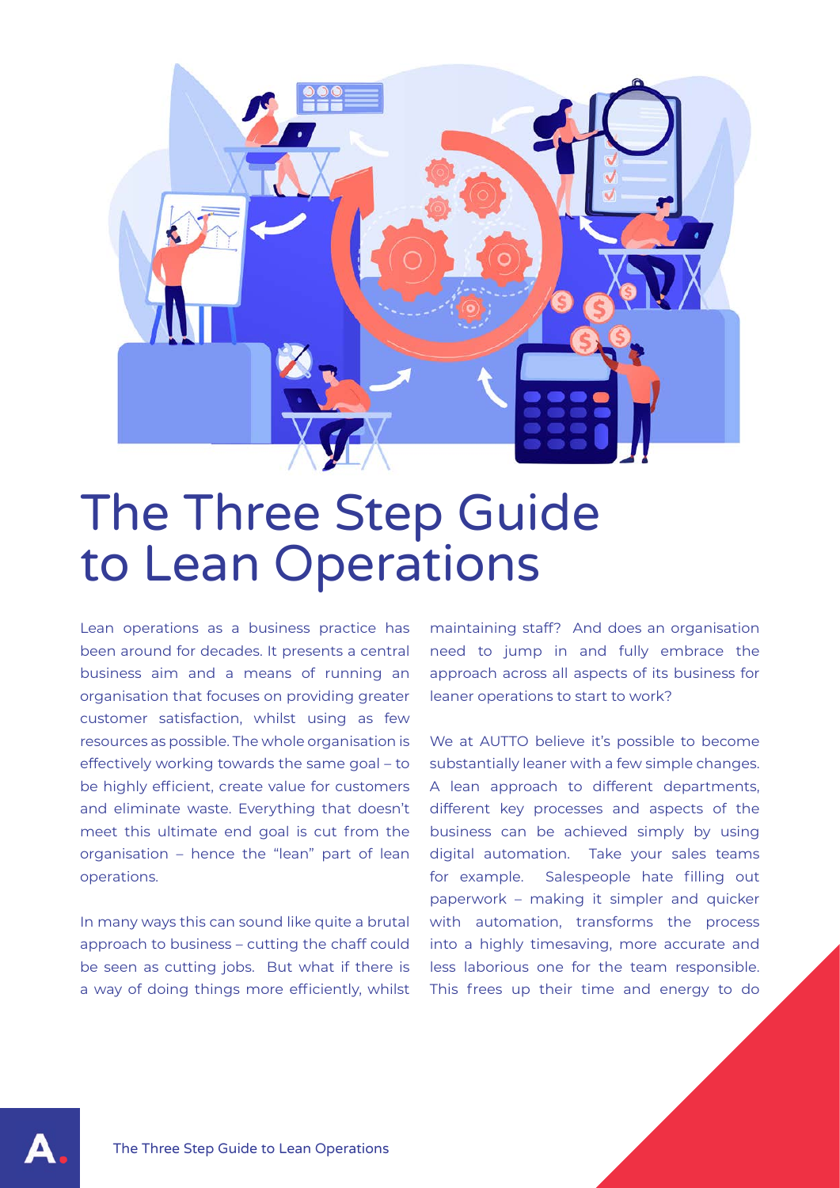# The Three Step Guide to Lean Operations

Lean operations as a business practice has been around for decades. It presents a central business aim and a means of running an organisation that focuses on providing greater customer satisfaction, whilst using as few resources as possible. The whole organisation is effectively working towards the same goal – to be highly efficient, create value for customers and eliminate waste. Everything that doesn't meet this ultimate end goal is cut from the organisation – hence the "lean" part of lean operations.

In many ways this can sound like quite a brutal approach to business – cutting the chaff could be seen as cutting jobs. But what if there is a way of doing things more efficiently, whilst maintaining staff? And does an organisation need to jump in and fully embrace the approach across all aspects of its business for leaner operations to start to work?

We at AUTTO believe it's possible to become substantially leaner with a few simple changes. A lean approach to different departments, different key processes and aspects of the business can be achieved simply by using digital automation. Take your sales teams for example. Salespeople hate filling out paperwork – making it simpler and quicker with automation, transforms the process into a highly timesaving, more accurate and less laborious one for the team responsible. This frees up their time and energy to do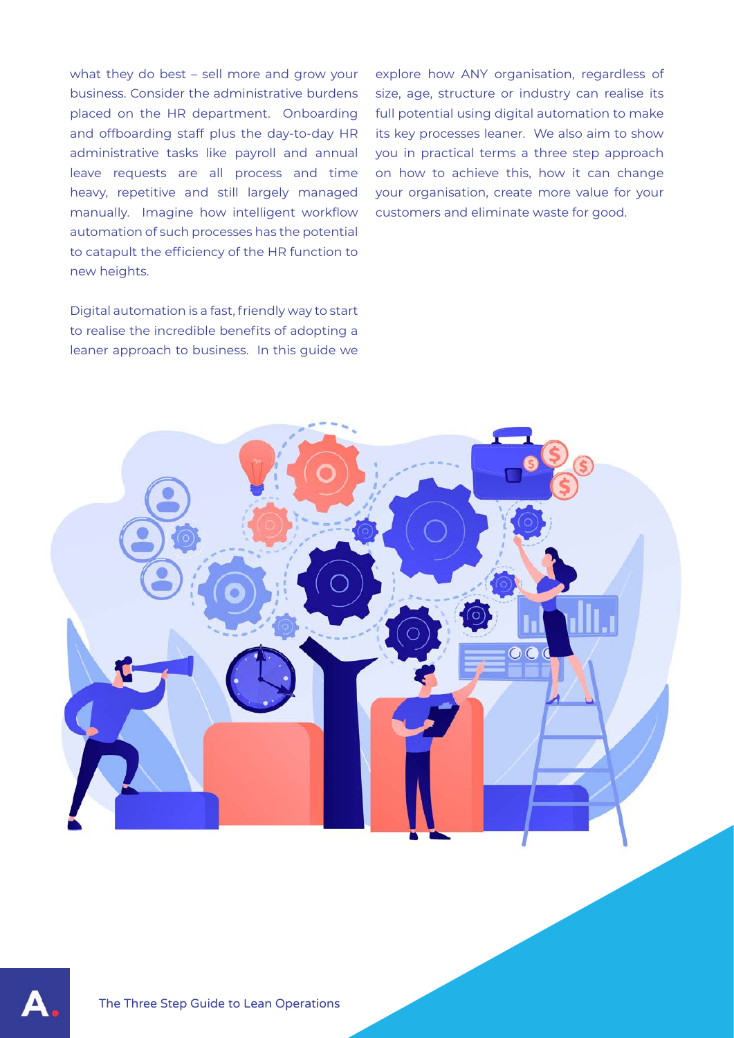what they do best – sell more and grow your business. Consider the administrative burdens placed on the HR department. Onboarding and offboarding staff plus the day-to-day HR administrative tasks like payroll and annual leave requests are all process and time heavy, repetitive and still largely managed manually. Imagine how intelligent workflow automation of such processes has the potential to catapult the efficiency of the HR function to new heights.

Digital automation is a fast, friendly way to start to realise the incredible benefits of adopting a leaner approach to business. In this guide we explore how ANY organisation, regardless of size, age, structure or industry can realise its full potential using digital automation to make its key processes leaner. We also aim to show you in practical terms a three step approach on how to achieve this, how it can change your organisation, create more value for your customers and eliminate waste for good.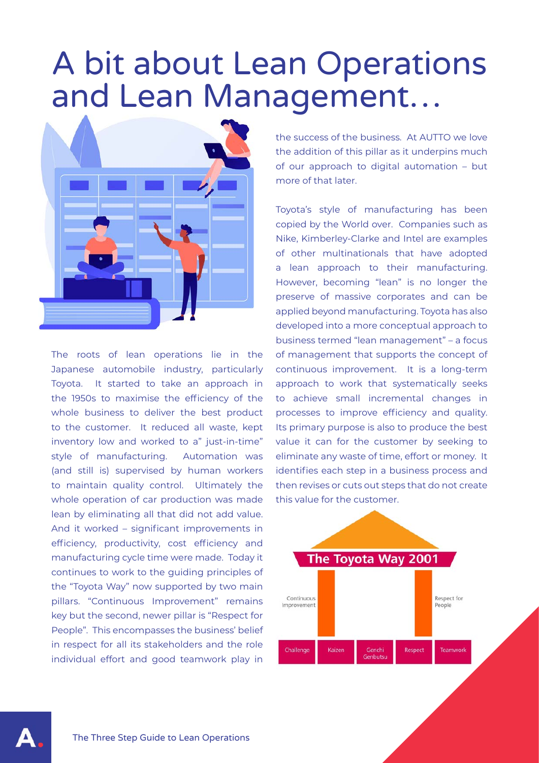# A bit about Lean Operations and Lean Management…

The roots of lean operations lie in the Japanese automobile industry, particularly Toyota. It started to take an approach in the 1950s to maximise the efficiency of the whole business to deliver the best product to the customer. It reduced all waste, kept inventory low and worked to a" just-in-time" style of manufacturing. Automation was (and still is) supervised by human workers to maintain quality control. Ultimately the whole operation of car production was made lean by eliminating all that did not add value. And it worked – significant improvements in efficiency, productivity, cost efficiency and manufacturing cycle time were made. Today it continues to work to the guiding principles of the "Toyota Way" now supported by two main pillars. "Continuous Improvement" remains key but the second, newer pillar is "Respect for People". This encompasses the business' belief in respect for all its stakeholders and the role individual effort and good teamwork play in the success of the business. At AUTTO we love the addition of this pillar as it underpins much of our approach to digital automation – but more of that later.

Toyota's style of manufacturing has been copied by the World over. Companies such as Nike, Kimberley-Clarke and Intel are examples of other multinationals that have adopted a lean approach to their manufacturing. However, becoming "lean" is no longer the preserve of massive corporates and can be applied beyond manufacturing. Toyota has also developed into a more conceptual approach to business termed "lean management" – a focus of management that supports the concept of continuous improvement. It is a long-term approach to work that systematically seeks to achieve small incremental changes in processes to improve efficiency and quality. Its primary purpose is also to produce the best value it can for the customer by seeking to eliminate any waste of time, effort or money. It identifies each step in a business process and then revises or cuts out steps that do not create this value for the customer.

**The Toyota Way 2001**

Continuous Improvement | Respect for People

Challenge | Kaizen | Genchi Genbutsu | Respect | Teamwork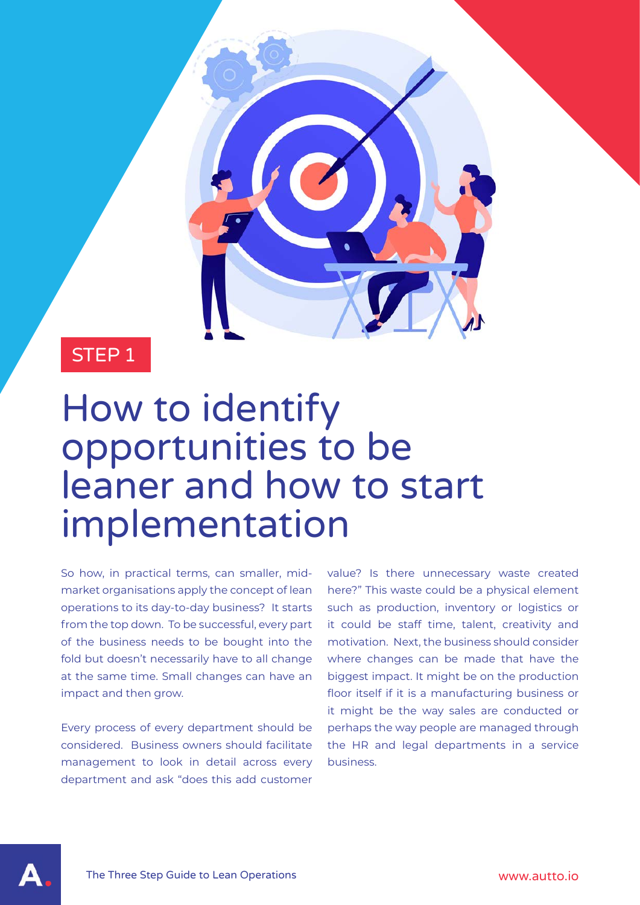STEP 1

# How to identify opportunities to be leaner and how to start implementation

So how, in practical terms, can smaller, mid-market organisations apply the concept of lean operations to its day-to-day business? It starts from the top down. To be successful, every part of the business needs to be bought into the fold but doesn't necessarily have to all change at the same time. Small changes can have an impact and then grow.

Every process of every department should be considered. Business owners should facilitate management to look in detail across every department and ask "does this add customer value? Is there unnecessary waste created here?" This waste could be a physical element such as production, inventory or logistics or it could be staff time, talent, creativity and motivation. Next, the business should consider where changes can be made that have the biggest impact. It might be on the production floor itself if it is a manufacturing business or it might be the way sales are conducted or perhaps the way people are managed through the HR and legal departments in a service business.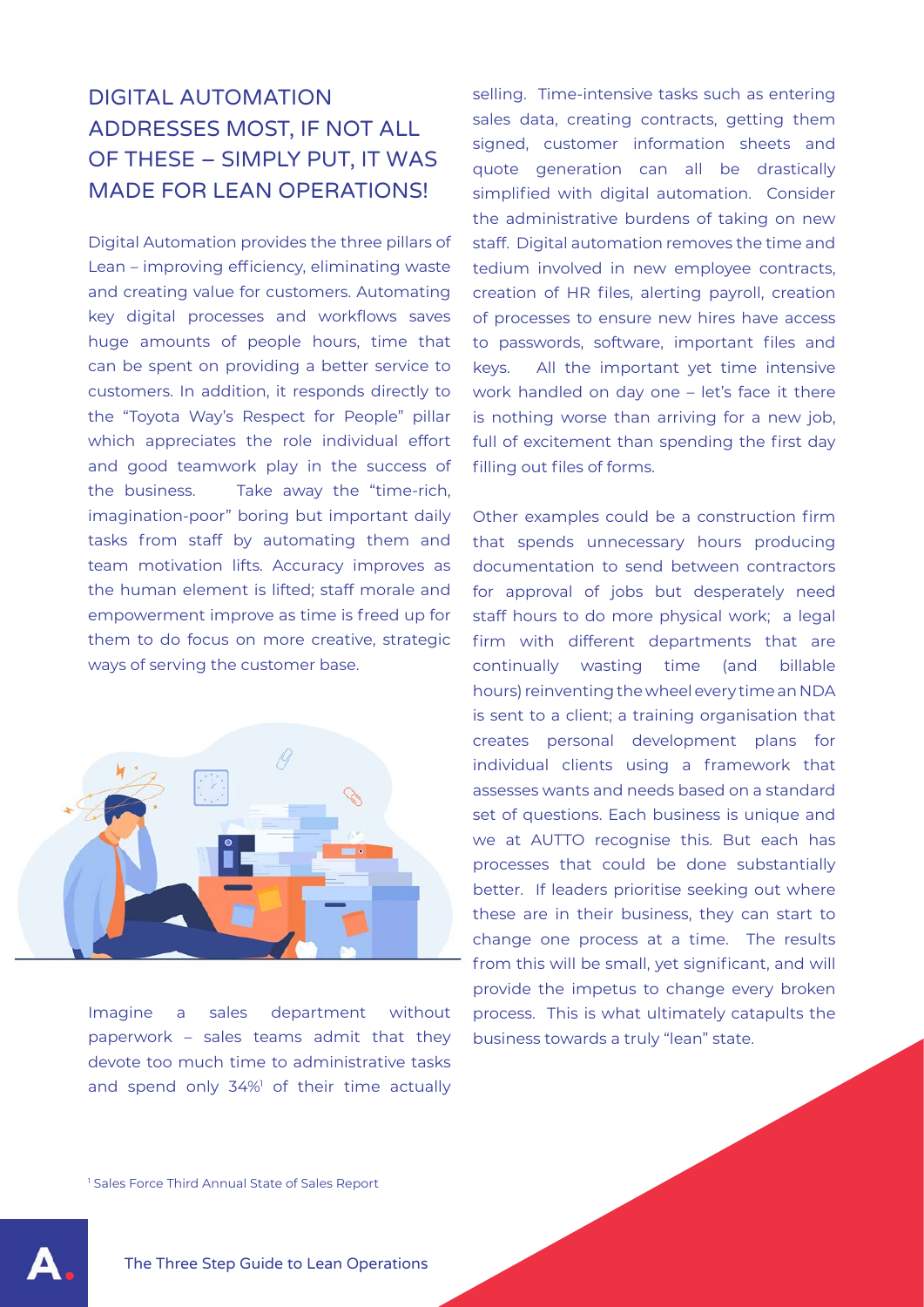## DIGITAL AUTOMATION ADDRESSES MOST, IF NOT ALL OF THESE – SIMPLY PUT, IT WAS MADE FOR LEAN OPERATIONS!

Digital Automation provides the three pillars of Lean – improving efficiency, eliminating waste and creating value for customers. Automating key digital processes and workflows saves huge amounts of people hours, time that can be spent on providing a better service to customers. In addition, it responds directly to the "Toyota Way's Respect for People" pillar which appreciates the role individual effort and good teamwork play in the success of the business. Take away the "time-rich, imagination-poor" boring but important daily tasks from staff by automating them and team motivation lifts. Accuracy improves as the human element is lifted; staff morale and empowerment improve as time is freed up for them to do focus on more creative, strategic ways of serving the customer base.

Imagine a sales department without paperwork – sales teams admit that they devote too much time to administrative tasks and spend only 34%[1] of their time actually selling. Time-intensive tasks such as entering sales data, creating contracts, getting them signed, customer information sheets and quote generation can all be drastically simplified with digital automation. Consider the administrative burdens of taking on new staff. Digital automation removes the time and tedium involved in new employee contracts, creation of HR files, alerting payroll, creation of processes to ensure new hires have access to passwords, software, important files and keys. All the important yet time intensive work handled on day one – let's face it there is nothing worse than arriving for a new job, full of excitement than spending the first day filling out files of forms.

Other examples could be a construction firm that spends unnecessary hours producing documentation to send between contractors for approval of jobs but desperately need staff hours to do more physical work; a legal firm with different departments that are continually wasting time (and billable hours) reinventing the wheel every time an NDA is sent to a client; a training organisation that creates personal development plans for individual clients using a framework that assesses wants and needs based on a standard set of questions. Each business is unique and we at AUTTO recognise this. But each has processes that could be done substantially better. If leaders prioritise seeking out where these are in their business, they can start to change one process at a time. The results from this will be small, yet significant, and will provide the impetus to change every broken process. This is what ultimately catapults the business towards a truly "lean" state.

[1] Sales Force Third Annual State of Sales Report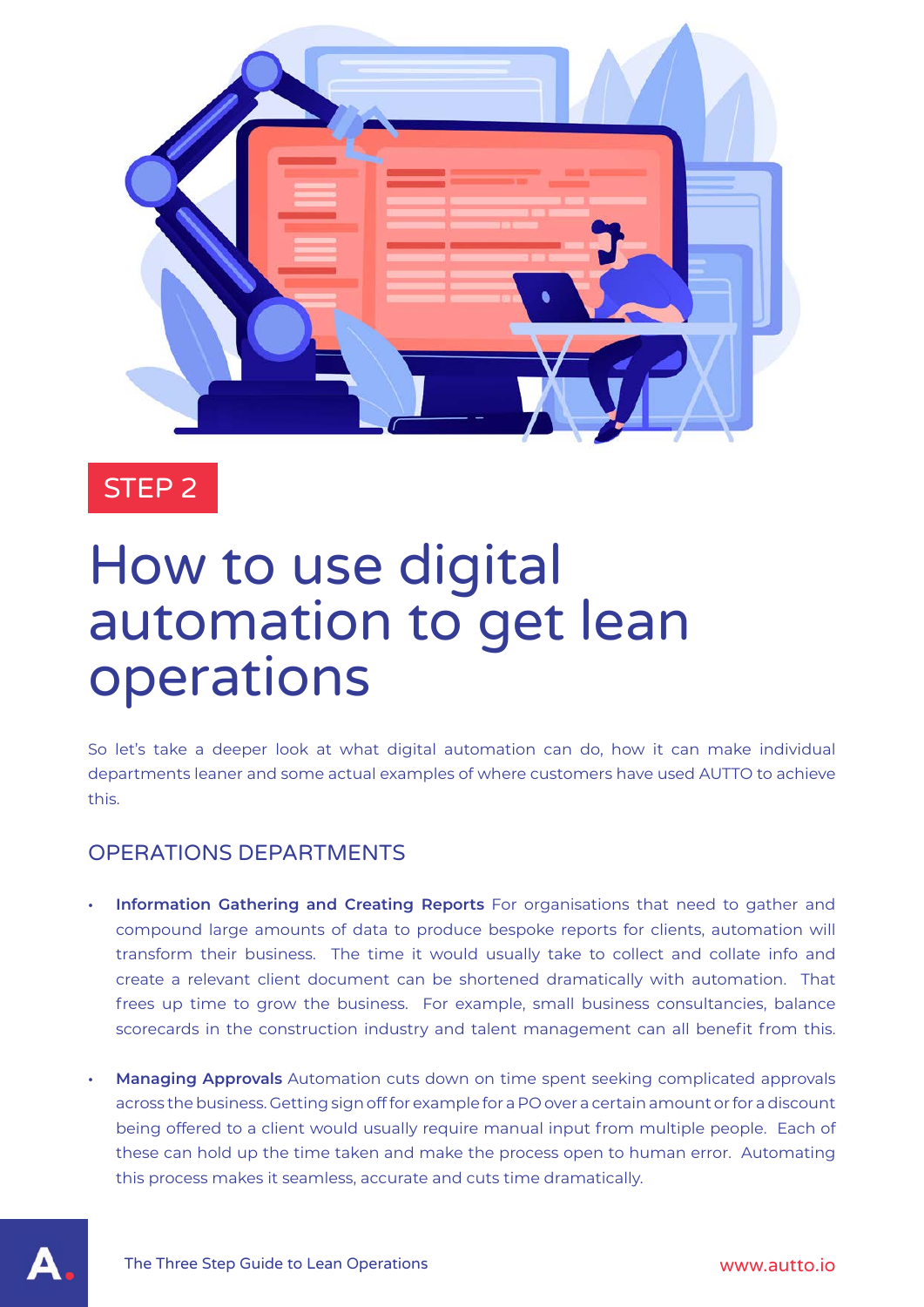STEP 2

# How to use digital automation to get lean operations

So let's take a deeper look at what digital automation can do, how it can make individual departments leaner and some actual examples of where customers have used AUTTO to achieve this.

## OPERATIONS DEPARTMENTS

- **Information Gathering and Creating Reports** For organisations that need to gather and compound large amounts of data to produce bespoke reports for clients, automation will transform their business. The time it would usually take to collect and collate info and create a relevant client document can be shortened dramatically with automation. That frees up time to grow the business. For example, small business consultancies, balance scorecards in the construction industry and talent management can all benefit from this.

- **Managing Approvals** Automation cuts down on time spent seeking complicated approvals across the business. Getting sign off for example for a PO over a certain amount or for a discount being offered to a client would usually require manual input from multiple people. Each of these can hold up the time taken and make the process open to human error. Automating this process makes it seamless, accurate and cuts time dramatically.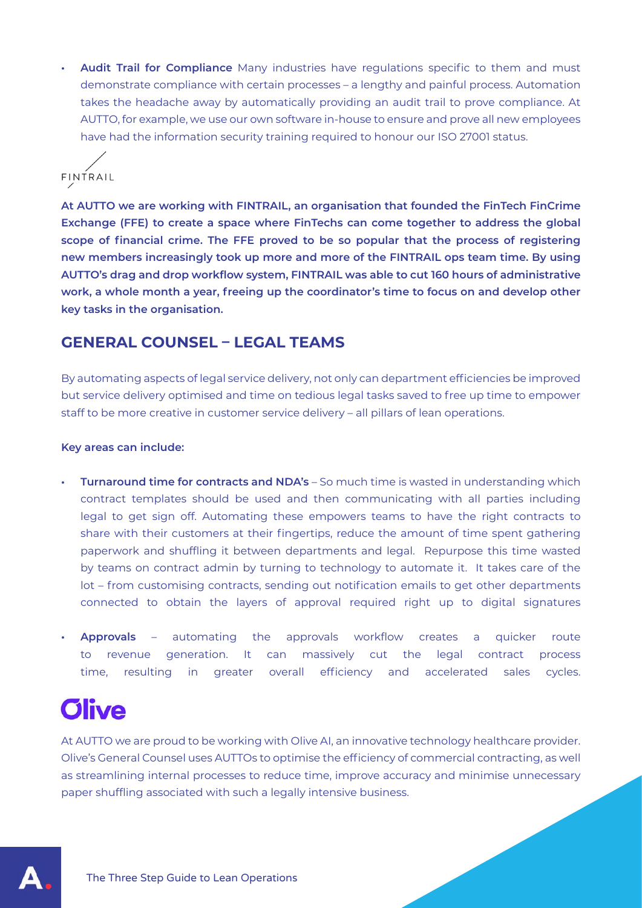- **Audit Trail for Compliance** Many industries have regulations specific to them and must demonstrate compliance with certain processes – a lengthy and painful process. Automation takes the headache away by automatically providing an audit trail to prove compliance. At AUTTO, for example, we use our own software in-house to ensure and prove all new employees have had the information security training required to honour our ISO 27001 status.

FINTRAIL

**At AUTTO we are working with FINTRAIL, an organisation that founded the FinTech FinCrime Exchange (FFE) to create a space where FinTechs can come together to address the global scope of financial crime. The FFE proved to be so popular that the process of registering new members increasingly took up more and more of the FINTRAIL ops team time. By using AUTTO's drag and drop workflow system, FINTRAIL was able to cut 160 hours of administrative work, a whole month a year, freeing up the coordinator's time to focus on and develop other key tasks in the organisation.**

## GENERAL COUNSEL – LEGAL TEAMS

By automating aspects of legal service delivery, not only can department efficiencies be improved but service delivery optimised and time on tedious legal tasks saved to free up time to empower staff to be more creative in customer service delivery – all pillars of lean operations.

**Key areas can include:**

- **Turnaround time for contracts and NDA's** – So much time is wasted in understanding which contract templates should be used and then communicating with all parties including legal to get sign off. Automating these empowers teams to have the right contracts to share with their customers at their fingertips, reduce the amount of time spent gathering paperwork and shuffling it between departments and legal. Repurpose this time wasted by teams on contract admin by turning to technology to automate it. It takes care of the lot – from customising contracts, sending out notification emails to get other departments connected to obtain the layers of approval required right up to digital signatures
- **Approvals** – automating the approvals workflow creates a quicker route to revenue generation. It can massively cut the legal contract process time, resulting in greater overall efficiency and accelerated sales cycles.

**Olive**

At AUTTO we are proud to be working with Olive AI, an innovative technology healthcare provider. Olive's General Counsel uses AUTTOs to optimise the efficiency of commercial contracting, as well as streamlining internal processes to reduce time, improve accuracy and minimise unnecessary paper shuffling associated with such a legally intensive business.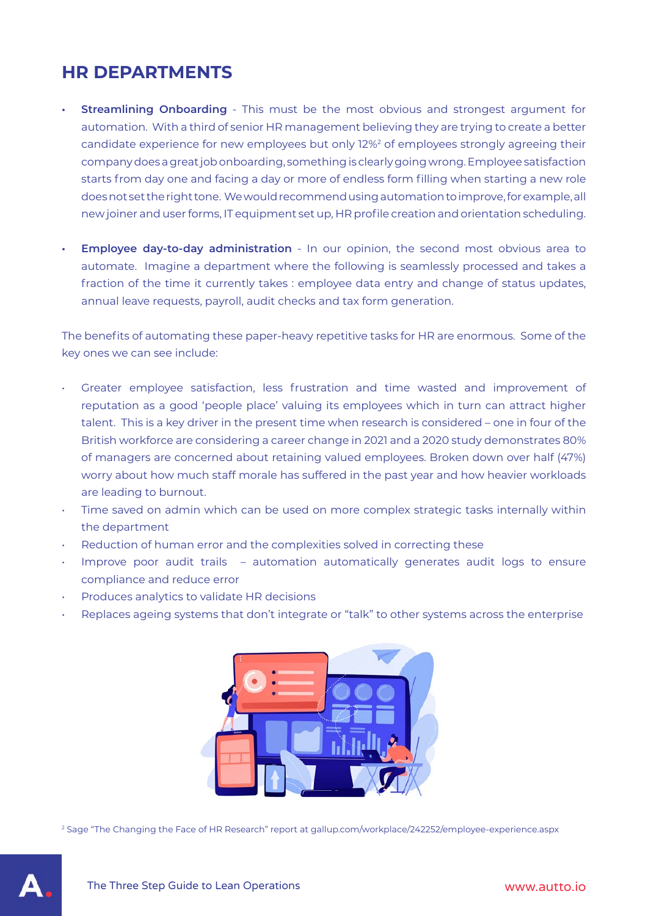## HR DEPARTMENTS

- **Streamlining Onboarding** - This must be the most obvious and strongest argument for automation. With a third of senior HR management believing they are trying to create a better candidate experience for new employees but only 12%[2] of employees strongly agreeing their company does a great job onboarding, something is clearly going wrong. Employee satisfaction starts from day one and facing a day or more of endless form filling when starting a new role does not set the right tone. We would recommend using automation to improve, for example, all new joiner and user forms, IT equipment set up, HR profile creation and orientation scheduling.

- **Employee day-to-day administration** - In our opinion, the second most obvious area to automate. Imagine a department where the following is seamlessly processed and takes a fraction of the time it currently takes : employee data entry and change of status updates, annual leave requests, payroll, audit checks and tax form generation.

The benefits of automating these paper-heavy repetitive tasks for HR are enormous. Some of the key ones we can see include:

- Greater employee satisfaction, less frustration and time wasted and improvement of reputation as a good 'people place' valuing its employees which in turn can attract higher talent. This is a key driver in the present time when research is considered – one in four of the British workforce are considering a career change in 2021 and a 2020 study demonstrates 80% of managers are concerned about retaining valued employees. Broken down over half (47%) worry about how much staff morale has suffered in the past year and how heavier workloads are leading to burnout.
- Time saved on admin which can be used on more complex strategic tasks internally within the department
- Reduction of human error and the complexities solved in correcting these
- Improve poor audit trails – automation automatically generates audit logs to ensure compliance and reduce error
- Produces analytics to validate HR decisions
- Replaces ageing systems that don't integrate or "talk" to other systems across the enterprise

[2] Sage "The Changing the Face of HR Research" report at gallup.com/workplace/242252/employee-experience.aspx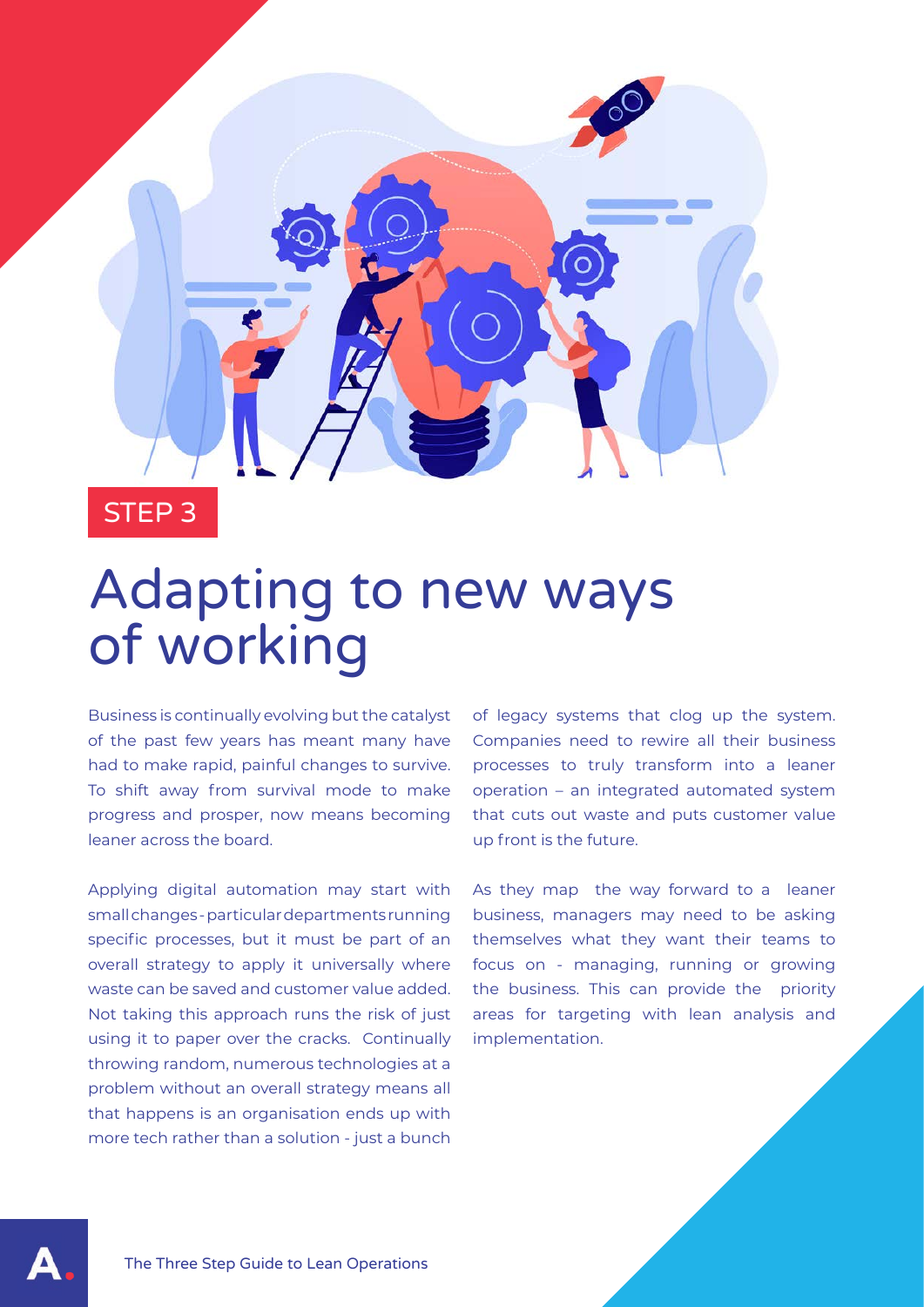STEP 3

# Adapting to new ways of working

Business is continually evolving but the catalyst of the past few years has meant many have had to make rapid, painful changes to survive. To shift away from survival mode to make progress and prosper, now means becoming leaner across the board.

Applying digital automation may start with small changes - particular departments running specific processes, but it must be part of an overall strategy to apply it universally where waste can be saved and customer value added. Not taking this approach runs the risk of just using it to paper over the cracks. Continually throwing random, numerous technologies at a problem without an overall strategy means all that happens is an organisation ends up with more tech rather than a solution - just a bunch of legacy systems that clog up the system. Companies need to rewire all their business processes to truly transform into a leaner operation – an integrated automated system that cuts out waste and puts customer value up front is the future.

As they map the way forward to a leaner business, managers may need to be asking themselves what they want their teams to focus on - managing, running or growing the business. This can provide the priority areas for targeting with lean analysis and implementation.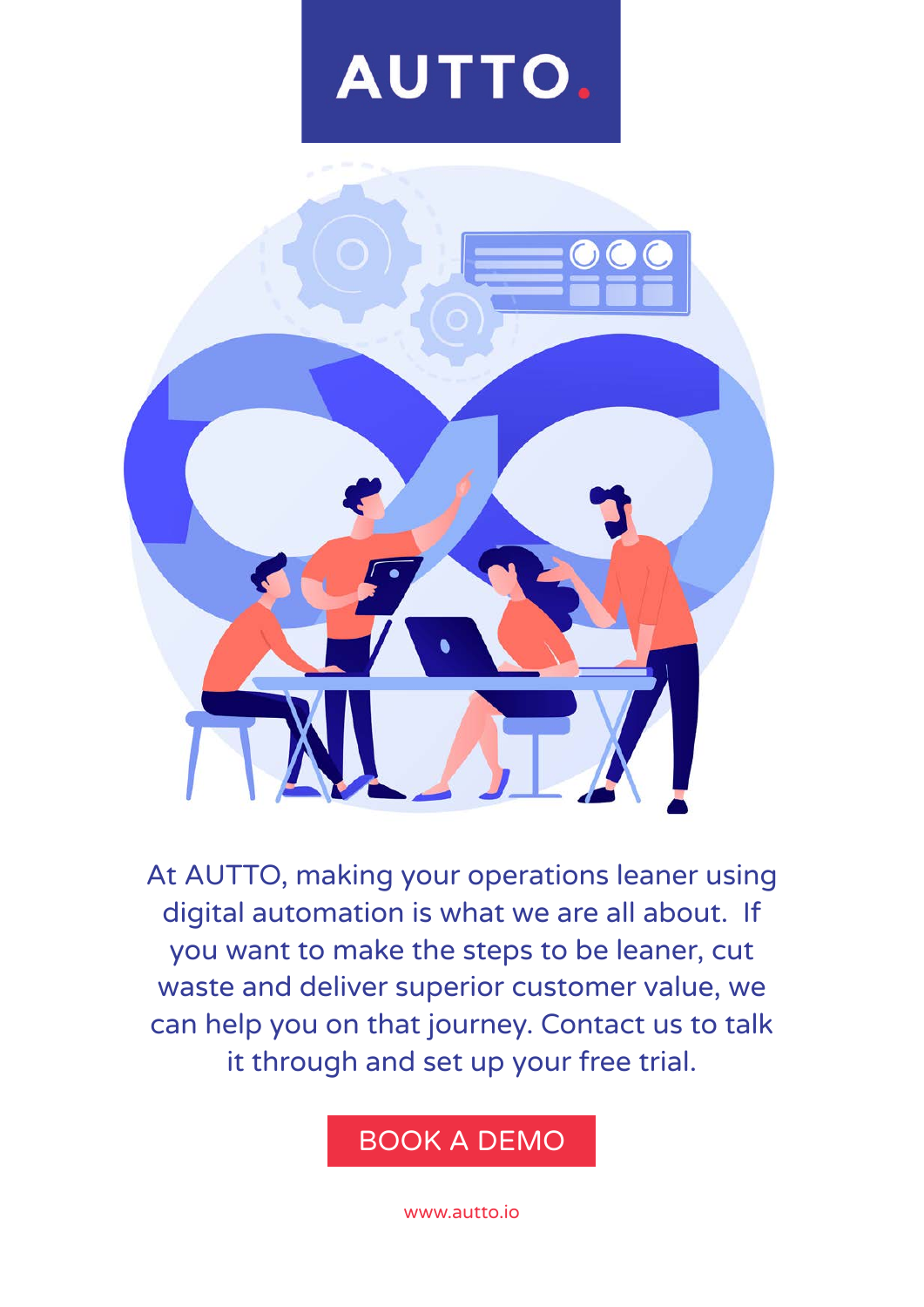# AUTTO.

At AUTTO, making your operations leaner using digital automation is what we are all about. If you want to make the steps to be leaner, cut waste and deliver superior customer value, we can help you on that journey. Contact us to talk it through and set up your free trial.

BOOK A DEMO

www.autto.io